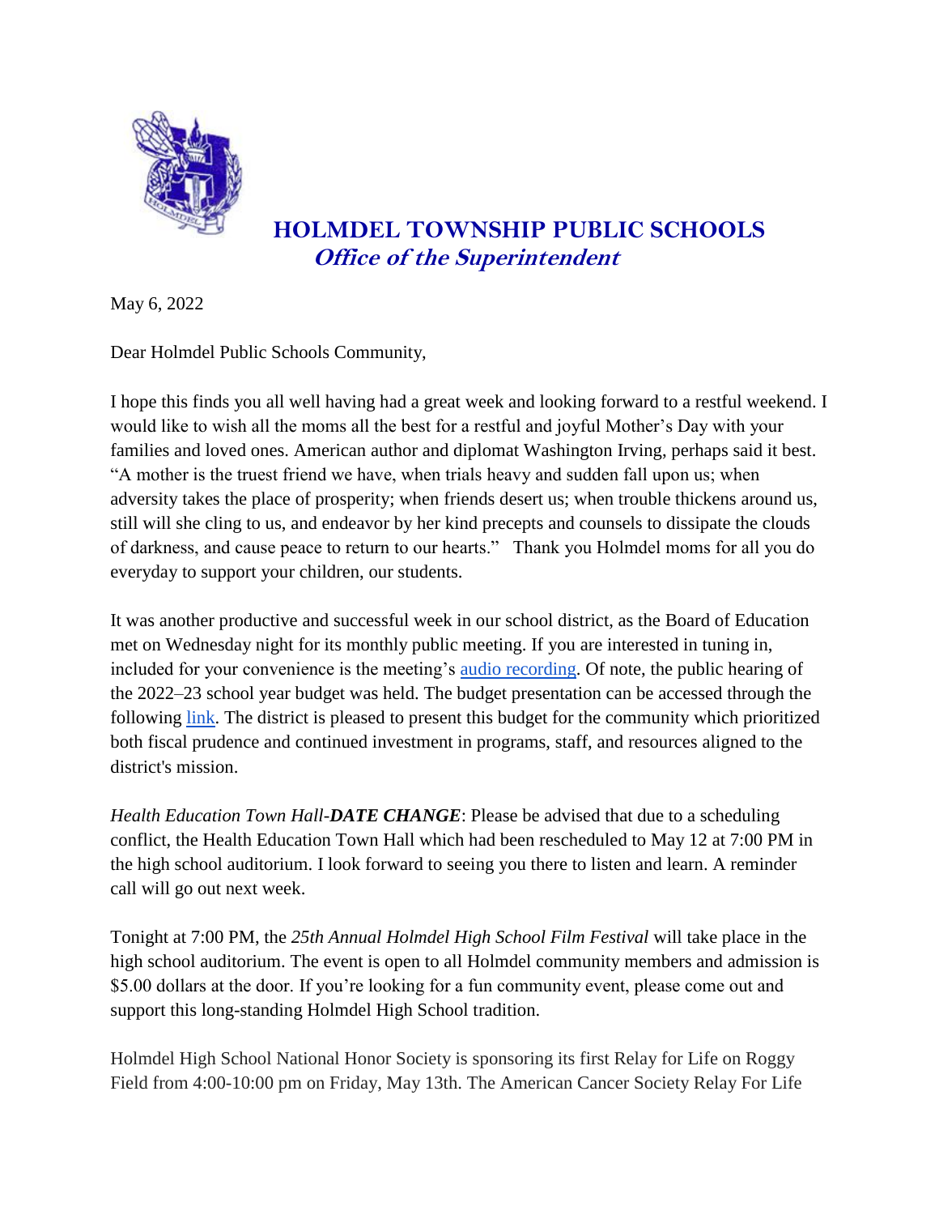# HOLMDEL TOWNSHIP PUBLIC SCHOOLS

## *Office of the Superintendent*

May 6, 2022

Dear Holmdel Public Schools Community,

I hope this finds you all well having had a great week and looking forward to a restful weekend. I would like to wish all the moms all the best for a restful and joyful Mother's Day with your families and loved ones. American author and diplomat Washington Irving, perhaps said it best. "A mother is the truest friend we have, when trials heavy and sudden fall upon us; when adversity takes the place of prosperity; when friends desert us; when trouble thickens around us, still will she cling to us, and endeavor by her kind precepts and counsels to dissipate the clouds of darkness, and cause peace to return to our hearts." Thank you Holmdel moms for all you do everyday to support your children, our students.

It was another productive and successful week in our school district, as the Board of Education met on Wednesday night for its monthly public meeting. If you are interested in tuning in, included for your convenience is the meeting's audio recording. Of note, the public hearing of the 2022–23 school year budget was held. The budget presentation can be accessed through the following link. The district is pleased to present this budget for the community which prioritized both fiscal prudence and continued investment in programs, staff, and resources aligned to the district's mission.

*Health Education Town Hall-**DATE CHANGE***: Please be advised that due to a scheduling conflict, the Health Education Town Hall which had been rescheduled to May 12 at 7:00 PM in the high school auditorium. I look forward to seeing you there to listen and learn. A reminder call will go out next week.

Tonight at 7:00 PM, the *25th Annual Holmdel High School Film Festival* will take place in the high school auditorium. The event is open to all Holmdel community members and admission is $5.00 dollars at the door. If you're looking for a fun community event, please come out and support this long-standing Holmdel High School tradition.

Holmdel High School National Honor Society is sponsoring its first Relay for Life on Roggy Field from 4:00-10:00 pm on Friday, May 13th. The American Cancer Society Relay For Life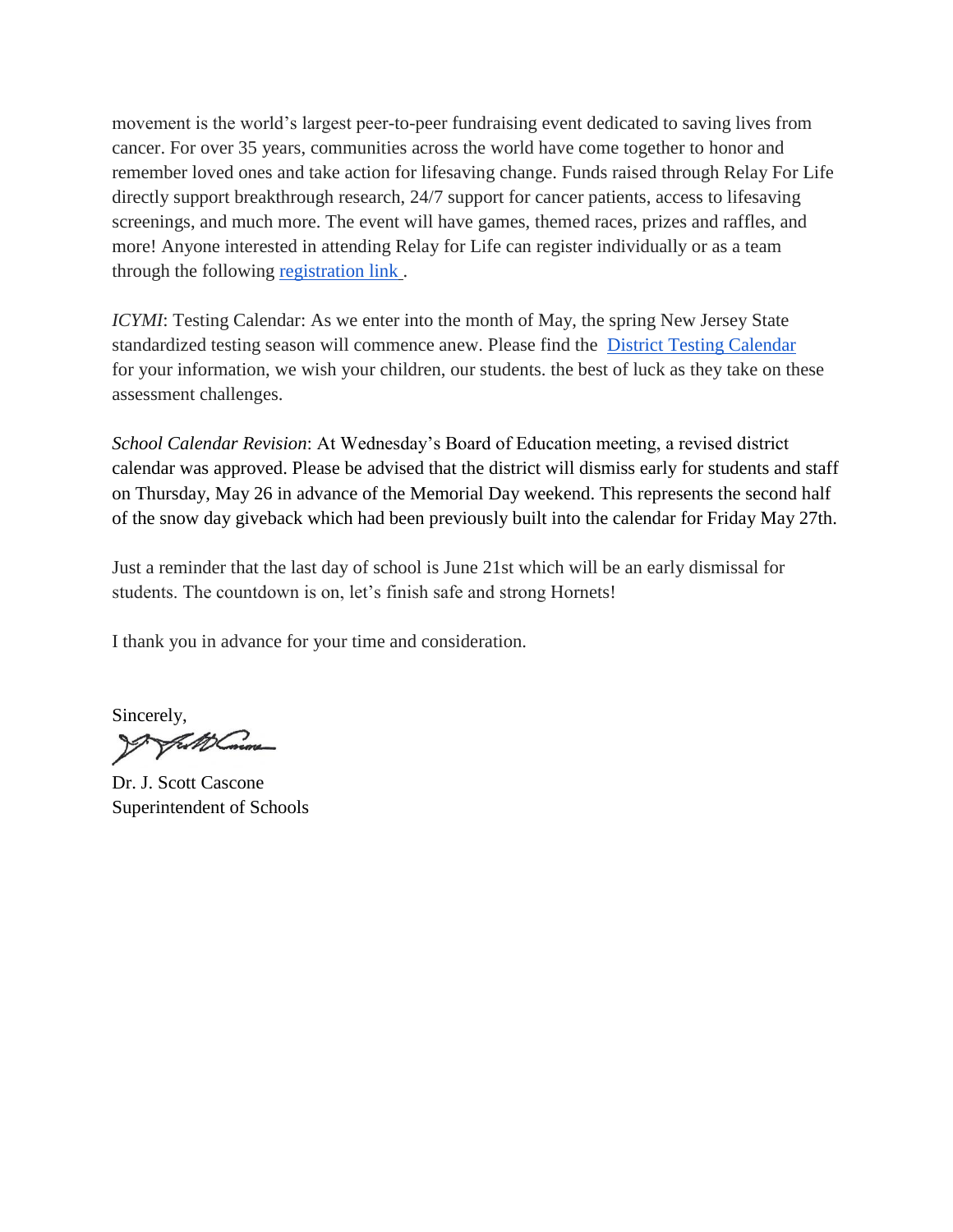movement is the world's largest peer-to-peer fundraising event dedicated to saving lives from cancer. For over 35 years, communities across the world have come together to honor and remember loved ones and take action for lifesaving change. Funds raised through Relay For Life directly support breakthrough research, 24/7 support for cancer patients, access to lifesaving screenings, and much more. The event will have games, themed races, prizes and raffles, and more! Anyone interested in attending Relay for Life can register individually or as a team through the following registration link .

*ICYMI*: Testing Calendar: As we enter into the month of May, the spring New Jersey State standardized testing season will commence anew. Please find the District Testing Calendar for your information, we wish your children, our students. the best of luck as they take on these assessment challenges.

*School Calendar Revision*: At Wednesday's Board of Education meeting, a revised district calendar was approved. Please be advised that the district will dismiss early for students and staff on Thursday, May 26 in advance of the Memorial Day weekend. This represents the second half of the snow day giveback which had been previously built into the calendar for Friday May 27th.

Just a reminder that the last day of school is June 21st which will be an early dismissal for students. The countdown is on, let's finish safe and strong Hornets!

I thank you in advance for your time and consideration.

Sincerely,

Dr. J. Scott Cascone
Superintendent of Schools